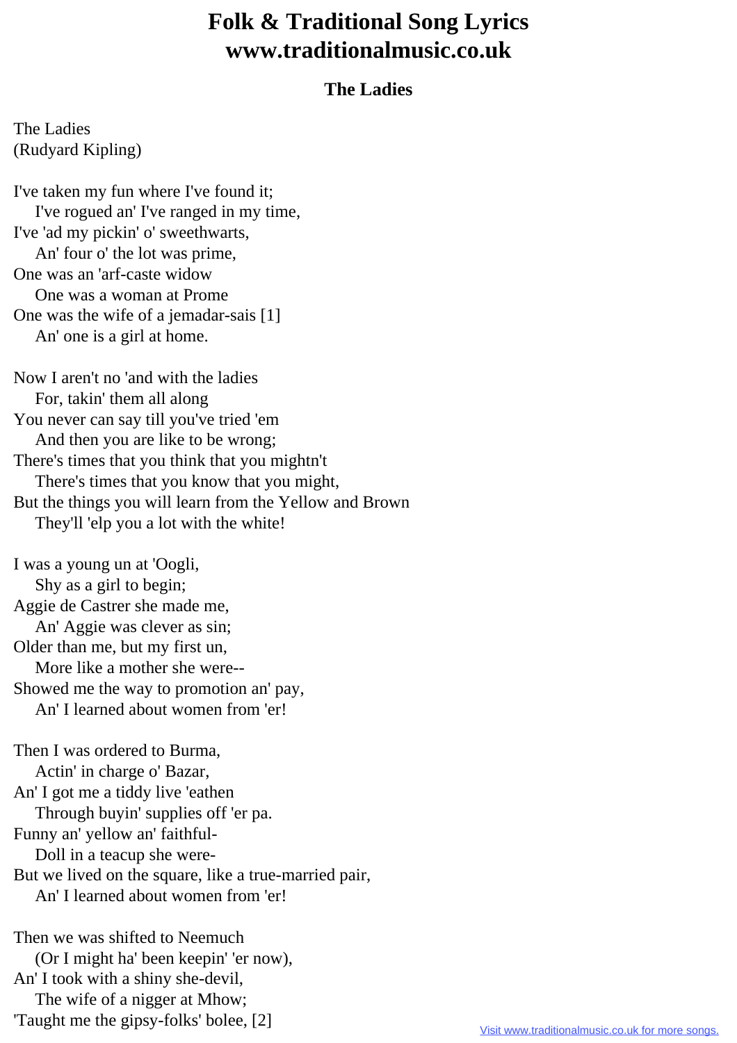# Folk & Traditional Song Lyrics
# www.traditionalmusic.co.uk

### The Ladies

The Ladies
(Rudyard Kipling)

I've taken my fun where I've found it;
    I've rogued an' I've ranged in my time,
I've 'ad my pickin' o' sweethwarts,
    An' four o' the lot was prime,
One was an 'arf-caste widow
    One was a woman at Prome
One was the wife of a jemadar-sais [1]
    An' one is a girl at home.

Now I aren't no 'and with the ladies
    For, takin' them all along
You never can say till you've tried 'em
    And then you are like to be wrong;
There's times that you think that you mightn't
    There's times that you know that you might,
But the things you will learn from the Yellow and Brown
    They'll 'elp you a lot with the white!

I was a young un at 'Oogli,
    Shy as a girl to begin;
Aggie de Castrer she made me,
    An' Aggie was clever as sin;
Older than me, but my first un,
    More like a mother she were--
Showed me the way to promotion an' pay,
    An' I learned about women from 'er!

Then I was ordered to Burma,
    Actin' in charge o' Bazar,
An' I got me a tiddy live 'eathen
    Through buyin' supplies off 'er pa.
Funny an' yellow an' faithful-
    Doll in a teacup she were-
But we lived on the square, like a true-married pair,
    An' I learned about women from 'er!

Then we was shifted to Neemuch
    (Or I might ha' been keepin' 'er now),
An' I took with a shiny she-devil,
    The wife of a nigger at Mhow;
'Taught me the gipsy-folks' bolee, [2]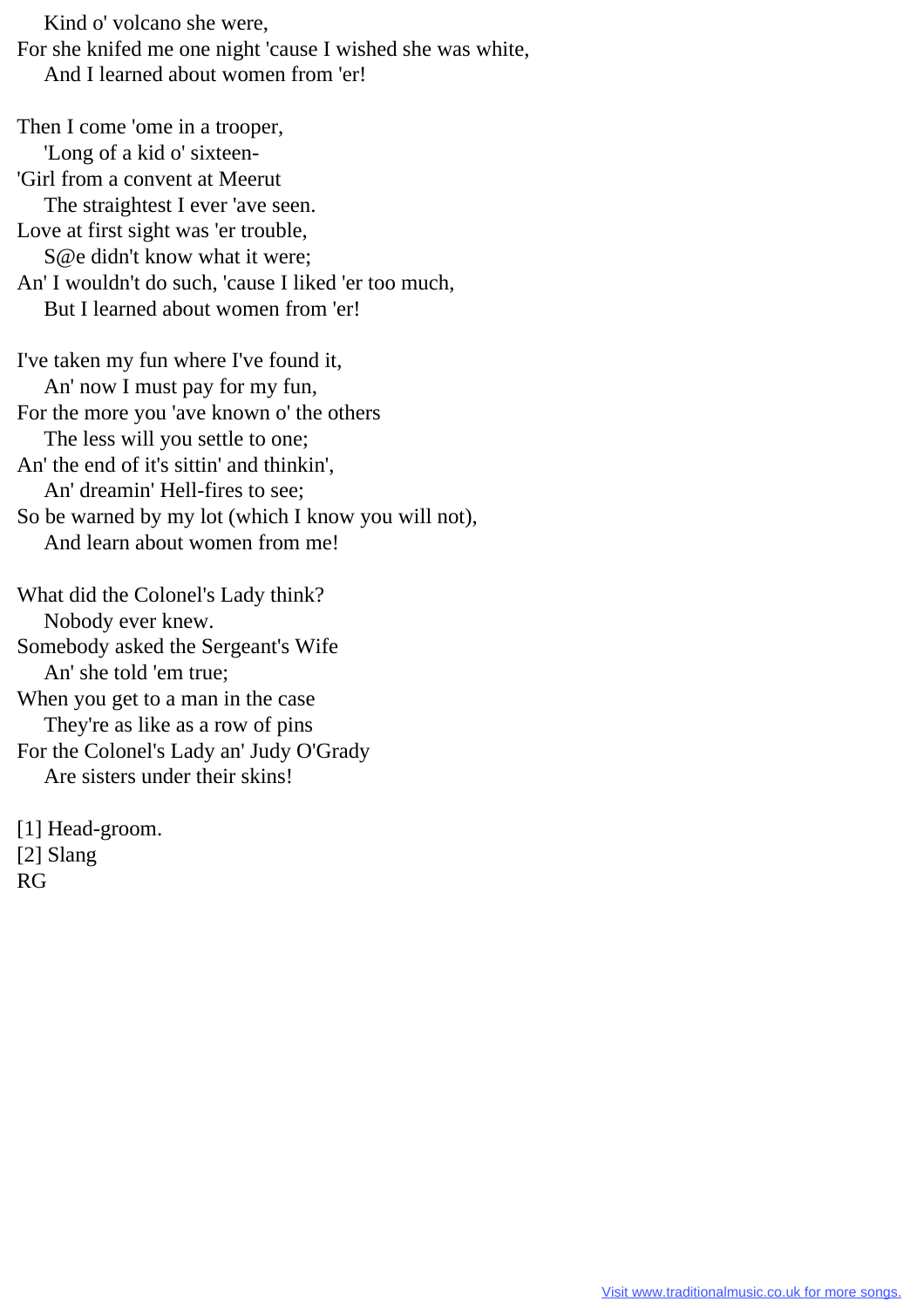Kind o' volcano she were,
For she knifed me one night 'cause I wished she was white,
And I learned about women from 'er!

Then I come 'ome in a trooper,
'Long of a kid o' sixteen-
'Girl from a convent at Meerut
The straightest I ever 'ave seen.
Love at first sight was 'er trouble,
S@e didn't know what it were;
An' I wouldn't do such, 'cause I liked 'er too much,
But I learned about women from 'er!

I've taken my fun where I've found it,
An' now I must pay for my fun,
For the more you 'ave known o' the others
The less will you settle to one;
An' the end of it's sittin' and thinkin',
An' dreamin' Hell-fires to see;
So be warned by my lot (which I know you will not),
And learn about women from me!

What did the Colonel's Lady think?
Nobody ever knew.
Somebody asked the Sergeant's Wife
An' she told 'em true;
When you get to a man in the case
They're as like as a row of pins
For the Colonel's Lady an' Judy O'Grady
Are sisters under their skins!

[1] Head-groom.
[2] Slang
RG

Visit www.traditionalmusic.co.uk for more songs.